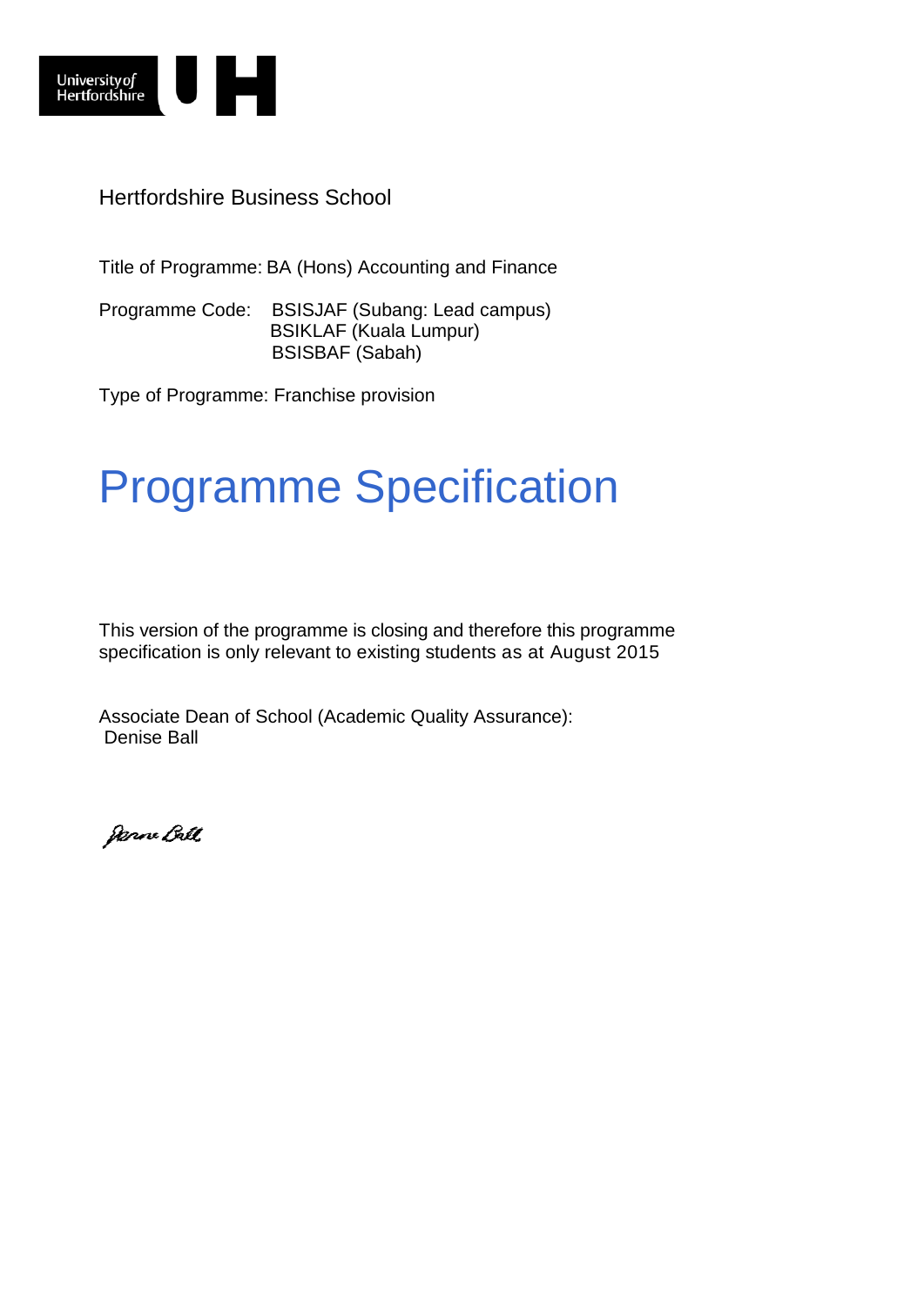Hertfordshire Business School

Title of Programme: BA (Hons) Accounting and Finance

Programme Code: BSISJAF (Subang: Lead campus)
BSIKLAF (Kuala Lumpur)
BSISBAF (Sabah)

Type of Programme: Franchise provision

# Programme Specification

This version of the programme is closing and therefore this programme specification is only relevant to existing students as at August 2015

Associate Dean of School (Academic Quality Assurance):
Denise Ball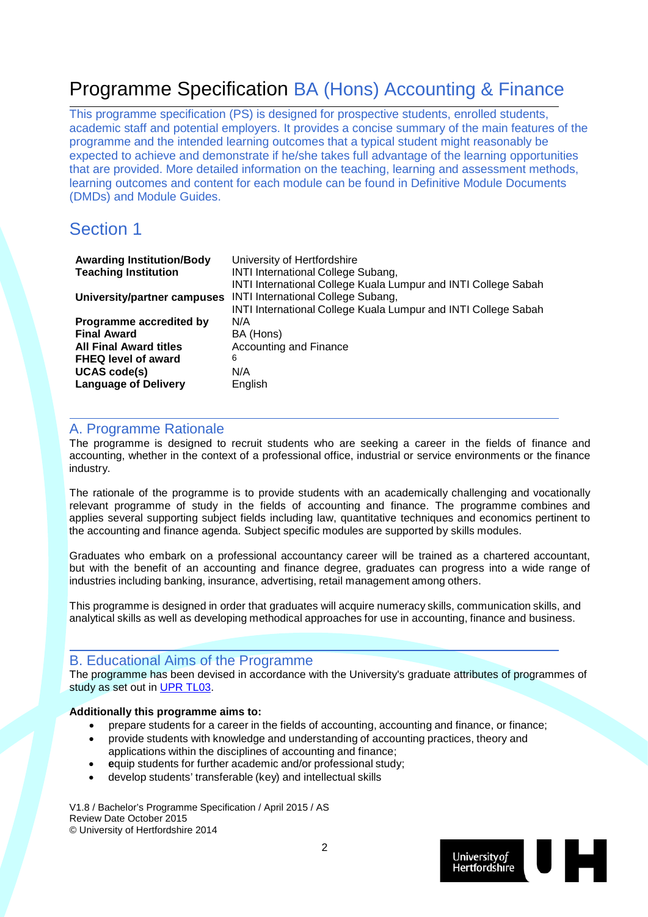# Programme Specification BA (Hons) Accounting & Finance

This programme specification (PS) is designed for prospective students, enrolled students, academic staff and potential employers. It provides a concise summary of the main features of the programme and the intended learning outcomes that a typical student might reasonably be expected to achieve and demonstrate if he/she takes full advantage of the learning opportunities that are provided. More detailed information on the teaching, learning and assessment methods, learning outcomes and content for each module can be found in Definitive Module Documents (DMDs) and Module Guides.

## Section 1

| | |
|---|---|
| **Awarding Institution/Body** | University of Hertfordshire |
| **Teaching Institution** | INTI International College Subang, INTI International College Kuala Lumpur and INTI College Sabah |
| **University/partner campuses** | INTI International College Subang, INTI International College Kuala Lumpur and INTI College Sabah |
| **Programme accredited by** | N/A |
| **Final Award** | BA (Hons) |
| **All Final Award titles** | Accounting and Finance |
| **FHEQ level of award** | 6 |
| **UCAS code(s)** | N/A |
| **Language of Delivery** | English |

### A. Programme Rationale

The programme is designed to recruit students who are seeking a career in the fields of finance and accounting, whether in the context of a professional office, industrial or service environments or the finance industry.

The rationale of the programme is to provide students with an academically challenging and vocationally relevant programme of study in the fields of accounting and finance. The programme combines and applies several supporting subject fields including law, quantitative techniques and economics pertinent to the accounting and finance agenda. Subject specific modules are supported by skills modules.

Graduates who embark on a professional accountancy career will be trained as a chartered accountant, but with the benefit of an accounting and finance degree, graduates can progress into a wide range of industries including banking, insurance, advertising, retail management among others.

This programme is designed in order that graduates will acquire numeracy skills, communication skills, and analytical skills as well as developing methodical approaches for use in accounting, finance and business.

### B. Educational Aims of the Programme

The programme has been devised in accordance with the University's graduate attributes of programmes of study as set out in UPR TL03.

**Additionally this programme aims to:**

- prepare students for a career in the fields of accounting, accounting and finance, or finance;
- provide students with knowledge and understanding of accounting practices, theory and applications within the disciplines of accounting and finance;
- **e**quip students for further academic and/or professional study;
- develop students' transferable (key) and intellectual skills

V1.8 / Bachelor's Programme Specification / April 2015 / AS
Review Date October 2015
© University of Hertfordshire 2014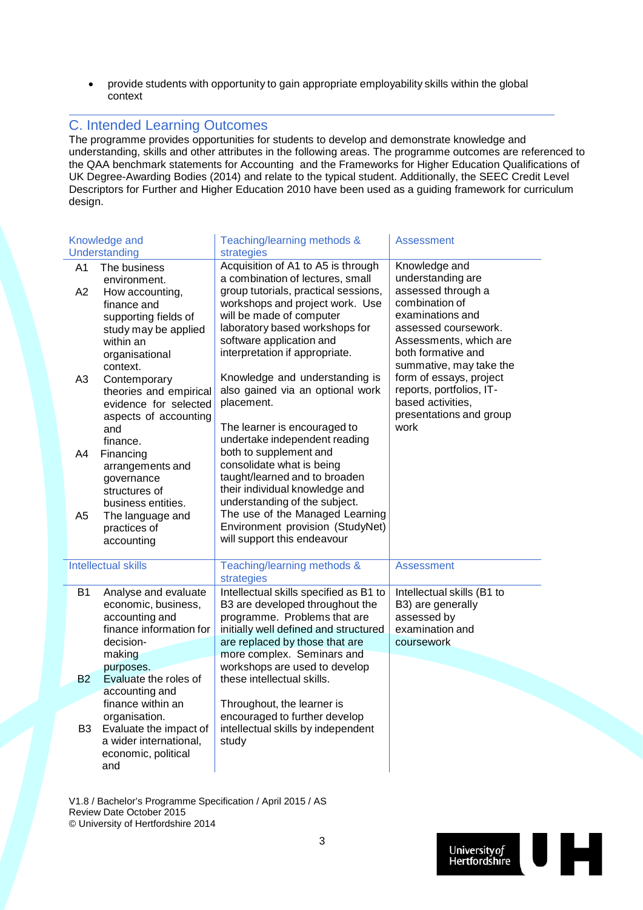- provide students with opportunity to gain appropriate employability skills within the global context

## C. Intended Learning Outcomes

The programme provides opportunities for students to develop and demonstrate knowledge and understanding, skills and other attributes in the following areas. The programme outcomes are referenced to the QAA benchmark statements for Accounting and the Frameworks for Higher Education Qualifications of UK Degree-Awarding Bodies (2014) and relate to the typical student. Additionally, the SEEC Credit Level Descriptors for Further and Higher Education 2010 have been used as a guiding framework for curriculum design.

| Knowledge and Understanding | Teaching/learning methods & strategies | Assessment |
|---|---|---|
| A1 The business environment.<br>A2 How accounting, finance and supporting fields of study may be applied within an organisational context.<br>A3 Contemporary theories and empirical evidence for selected aspects of accounting and finance.<br>A4 Financing arrangements and governance structures of business entities.<br>A5 The language and practices of accounting | Acquisition of A1 to A5 is through a combination of lectures, small group tutorials, practical sessions, workshops and project work. Use will be made of computer laboratory based workshops for software application and interpretation if appropriate.<br><br>Knowledge and understanding is also gained via an optional work placement.<br><br>The learner is encouraged to undertake independent reading both to supplement and consolidate what is being taught/learned and to broaden their individual knowledge and understanding of the subject. The use of the Managed Learning Environment provision (StudyNet) will support this endeavour | Knowledge and understanding are assessed through a combination of examinations and assessed coursework. Assessments, which are both formative and summative, may take the form of essays, project reports, portfolios, IT-based activities, presentations and group work |

| Intellectual skills | Teaching/learning methods & strategies | Assessment |
|---|---|---|
| B1 Analyse and evaluate economic, business, accounting and finance information for decision-making purposes.<br>B2 Evaluate the roles of accounting and finance within an organisation.<br>B3 Evaluate the impact of a wider international, economic, political and | Intellectual skills specified as B1 to B3 are developed throughout the programme. Problems that are initially well defined and structured are replaced by those that are more complex. Seminars and workshops are used to develop these intellectual skills.<br><br>Throughout, the learner is encouraged to further develop intellectual skills by independent study | Intellectual skills (B1 to B3) are generally assessed by examination and coursework |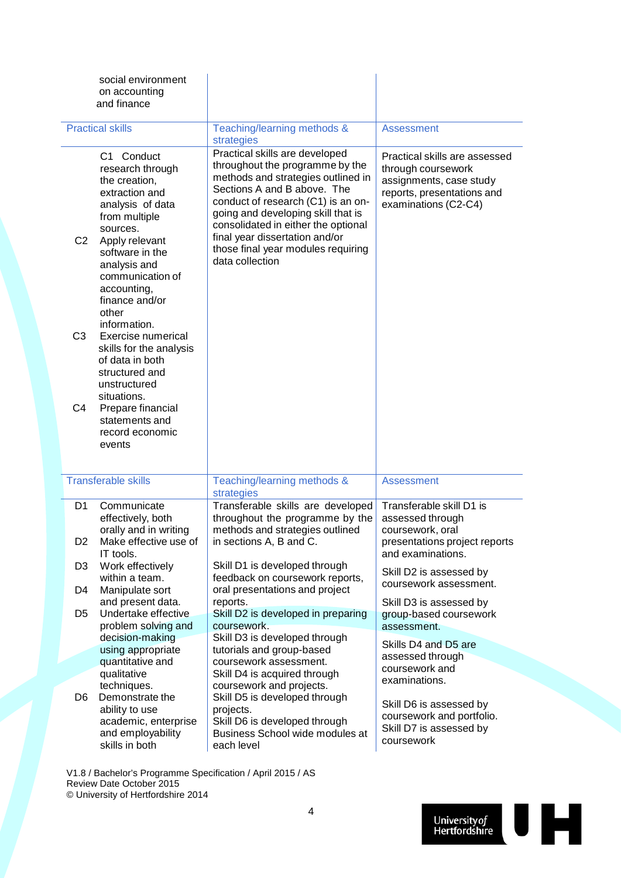| | | |
|---|---|---|
| social environment on accounting and finance | | |
| **Practical skills** | **Teaching/learning methods & strategies** | **Assessment** |
| C1 Conduct research through the creation, extraction and analysis of data from multiple sources.<br>C2 Apply relevant software in the analysis and communication of accounting, finance and/or other information.<br>C3 Exercise numerical skills for the analysis of data in both structured and unstructured situations.<br>C4 Prepare financial statements and record economic events | Practical skills are developed throughout the programme by the methods and strategies outlined in Sections A and B above. The conduct of research (C1) is an on-going and developing skill that is consolidated in either the optional final year dissertation and/or those final year modules requiring data collection | Practical skills are assessed through coursework assignments, case study reports, presentations and examinations (C2-C4) |
| **Transferable skills** | **Teaching/learning methods & strategies** | **Assessment** |
| D1 Communicate effectively, both orally and in writing<br>D2 Make effective use of IT tools.<br>D3 Work effectively within a team.<br>D4 Manipulate sort and present data.<br>D5 Undertake effective problem solving and decision-making using appropriate quantitative and qualitative techniques.<br>D6 Demonstrate the ability to use academic, enterprise and employability skills in both | Transferable skills are developed throughout the programme by the methods and strategies outlined in sections A, B and C.<br><br>Skill D1 is developed through feedback on coursework reports, oral presentations and project reports.<br>Skill D2 is developed in preparing coursework.<br>Skill D3 is developed through tutorials and group-based coursework assessment.<br>Skill D4 is acquired through coursework and projects.<br>Skill D5 is developed through projects.<br>Skill D6 is developed through Business School wide modules at each level | Transferable skill D1 is assessed through coursework, oral presentations project reports and examinations.<br><br>Skill D2 is assessed by coursework assessment.<br><br>Skill D3 is assessed by group-based coursework assessment.<br><br>Skills D4 and D5 are assessed through coursework and examinations.<br><br>Skill D6 is assessed by coursework and portfolio.<br>Skill D7 is assessed by coursework |

V1.8 / Bachelor's Programme Specification / April 2015 / AS
Review Date October 2015
© University of Hertfordshire 2014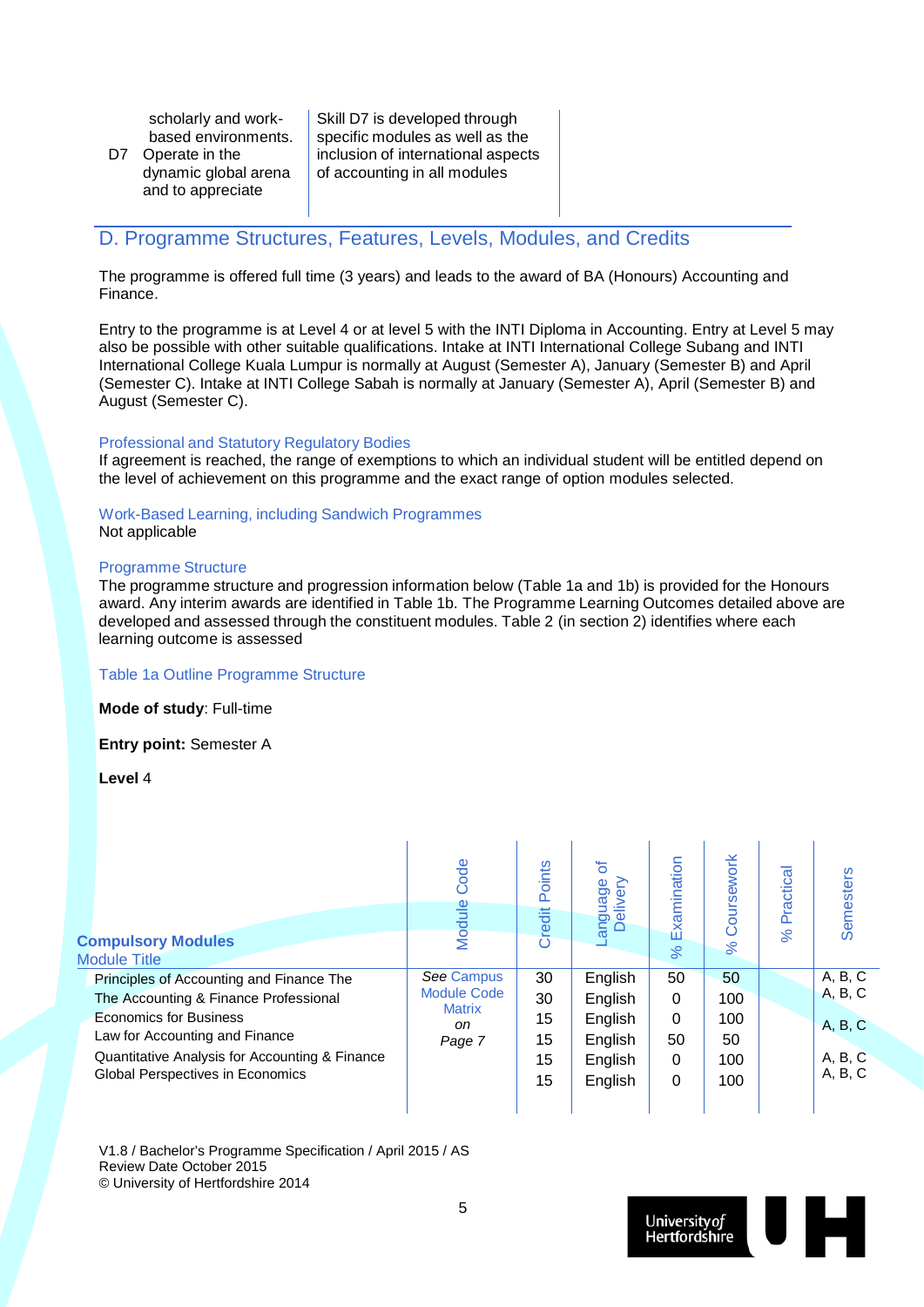| | | |
|---|---|---|
| D7 | scholarly and work-based environments. Operate in the dynamic global arena and to appreciate | Skill D7 is developed through specific modules as well as the inclusion of international aspects of accounting in all modules |

## D. Programme Structures, Features, Levels, Modules, and Credits

The programme is offered full time (3 years) and leads to the award of BA (Honours) Accounting and Finance.

Entry to the programme is at Level 4 or at level 5 with the INTI Diploma in Accounting. Entry at Level 5 may also be possible with other suitable qualifications. Intake at INTI International College Subang and INTI International College Kuala Lumpur is normally at August (Semester A), January (Semester B) and April (Semester C). Intake at INTI College Sabah is normally at January (Semester A), April (Semester B) and August (Semester C).

### Professional and Statutory Regulatory Bodies

If agreement is reached, the range of exemptions to which an individual student will be entitled depend on the level of achievement on this programme and the exact range of option modules selected.

### Work-Based Learning, including Sandwich Programmes

Not applicable

### Programme Structure

The programme structure and progression information below (Table 1a and 1b) is provided for the Honours award. Any interim awards are identified in Table 1b. The Programme Learning Outcomes detailed above are developed and assessed through the constituent modules. Table 2 (in section 2) identifies where each learning outcome is assessed

### Table 1a Outline Programme Structure

**Mode of study**: Full-time

**Entry point:** Semester A

**Level** 4

| **Compulsory Modules**<br>Module Title | Module Code | Credit Points | Language of Delivery | % Examination | % Coursework | % Practical | Semesters |
|---|---|---|---|---|---|---|---|
| Principles of Accounting and Finance The | *See* Campus Module Code Matrix *on Page 7* | 30 | English | 50 | 50 | | A, B, C |
| The Accounting & Finance Professional | | 30 | English | 0 | 100 | | A, B, C |
| Economics for Business | | 15 | English | 0 | 100 | | A, B, C |
| Law for Accounting and Finance | | 15 | English | 50 | 50 | | |
| Quantitative Analysis for Accounting & Finance | | 15 | English | 0 | 100 | | A, B, C |
| Global Perspectives in Economics | | 15 | English | 0 | 100 | | A, B, C |

V1.8 / Bachelor's Programme Specification / April 2015 / AS
Review Date October 2015
© University of Hertfordshire 2014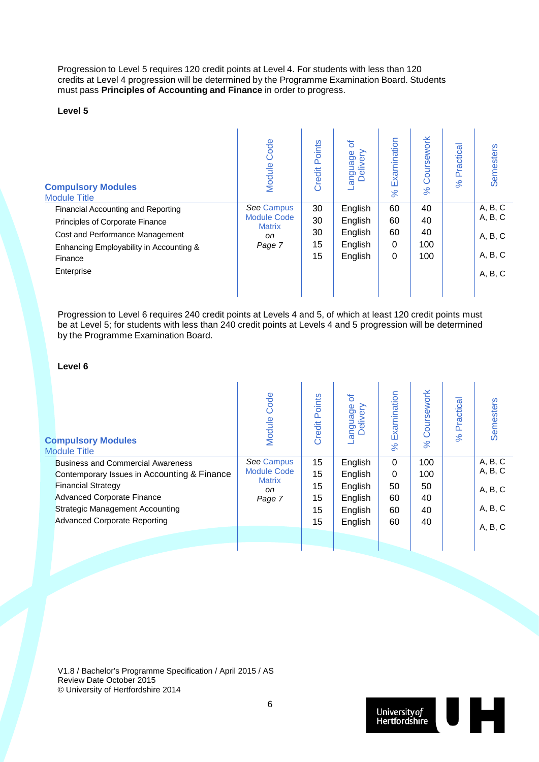Progression to Level 5 requires 120 credit points at Level 4. For students with less than 120 credits at Level 4 progression will be determined by the Programme Examination Board. Students must pass **Principles of Accounting and Finance** in order to progress.

**Level 5**

| **Compulsory Modules**<br>Module Title | Module Code | Credit Points | Language of Delivery | % Examination | % Coursework | % Practical | Semesters |
|---|---|---|---|---|---|---|---|
| Financial Accounting and Reporting | *See* Campus Module Code Matrix *on Page 7* | 30 | English | 60 | 40 | | A, B, C |
| Principles of Corporate Finance | | 30 | English | 60 | 40 | | A, B, C |
| Cost and Performance Management | | 30 | English | 60 | 40 | | A, B, C |
| Enhancing Employability in Accounting & Finance | | 15 | English | 0 | 100 | | A, B, C |
| Enterprise | | 15 | English | 0 | 100 | | A, B, C |

Progression to Level 6 requires 240 credit points at Levels 4 and 5, of which at least 120 credit points must be at Level 5; for students with less than 240 credit points at Levels 4 and 5 progression will be determined by the Programme Examination Board.

**Level 6**

| **Compulsory Modules**<br>Module Title | Module Code | Credit Points | Language of Delivery | % Examination | % Coursework | % Practical | Semesters |
|---|---|---|---|---|---|---|---|
| Business and Commercial Awareness | *See* Campus Module Code Matrix *on Page 7* | 15 | English | 0 | 100 | | A, B, C |
| Contemporary Issues in Accounting & Finance | | 15 | English | 0 | 100 | | A, B, C |
| Financial Strategy | | 15 | English | 50 | 50 | | A, B, C |
| Advanced Corporate Finance | | 15 | English | 60 | 40 | | A, B, C |
| Strategic Management Accounting | | 15 | English | 60 | 40 | | A, B, C |
| Advanced Corporate Reporting | | 15 | English | 60 | 40 | | |

V1.8 / Bachelor's Programme Specification / April 2015 / AS
Review Date October 2015
© University of Hertfordshire 2014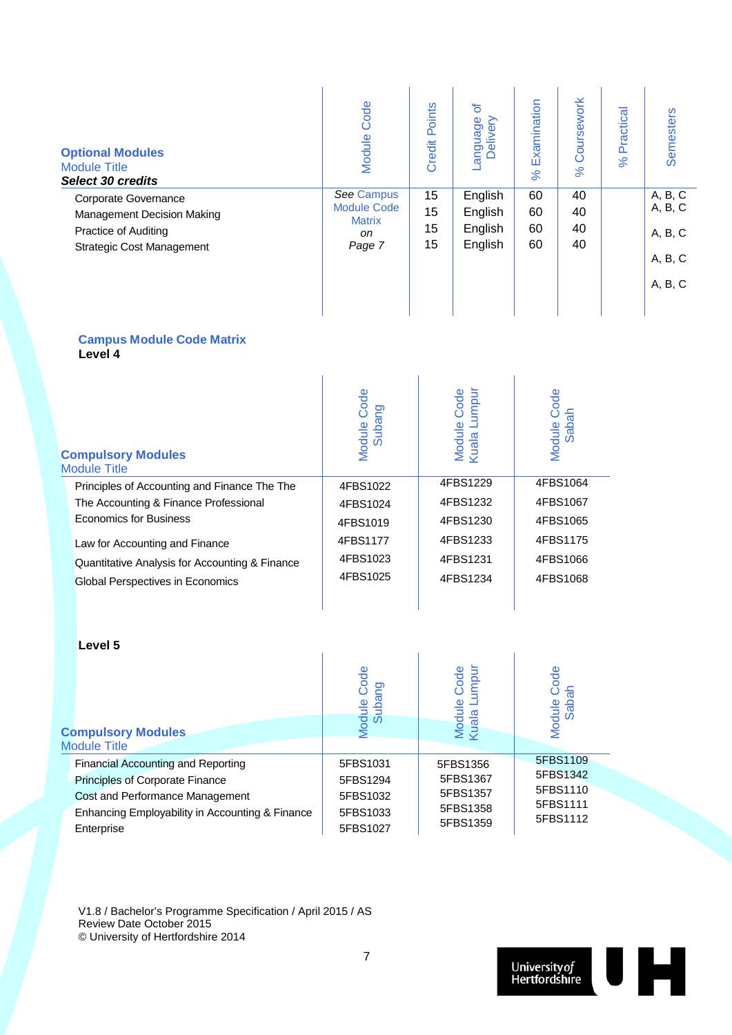| **Optional Modules** Module Title ***Select 30 credits*** | Module Code | Credit Points | Language of Delivery | % Examination | % Coursework | % Practical | Semesters |
|---|---|---|---|---|---|---|---|
| Corporate Governance | *See* Campus Module Code Matrix *on Page 7* | 15 | English | 60 | 40 | | A, B, C |
| Management Decision Making | | 15 | English | 60 | 40 | | A, B, C |
| Practice of Auditing | | 15 | English | 60 | 40 | | A, B, C |
| Strategic Cost Management | | 15 | English | 60 | 40 | | A, B, C |
| | | | | | | | A, B, C |

## Campus Module Code Matrix

**Level 4**

| **Compulsory Modules** Module Title | Module Code Subang | Module Code Kuala Lumpur | Module Code Sabah |
|---|---|---|---|
| Principles of Accounting and Finance The The | 4FBS1022 | 4FBS1229 | 4FBS1064 |
| The Accounting & Finance Professional | 4FBS1024 | 4FBS1232 | 4FBS1067 |
| Economics for Business | 4FBS1019 | 4FBS1230 | 4FBS1065 |
| Law for Accounting and Finance | 4FBS1177 | 4FBS1233 | 4FBS1175 |
| Quantitative Analysis for Accounting & Finance | 4FBS1023 | 4FBS1231 | 4FBS1066 |
| Global Perspectives in Economics | 4FBS1025 | 4FBS1234 | 4FBS1068 |

**Level 5**

| **Compulsory Modules** Module Title | Module Code Subang | Module Code Kuala Lumpur | Module Code Sabah |
|---|---|---|---|
| Financial Accounting and Reporting | 5FBS1031 | 5FBS1356 | 5FBS1109 |
| Principles of Corporate Finance | 5FBS1294 | 5FBS1367 | 5FBS1342 |
| Cost and Performance Management | 5FBS1032 | 5FBS1357 | 5FBS1110 |
| Enhancing Employability in Accounting & Finance | 5FBS1033 | 5FBS1358 | 5FBS1111 |
| Enterprise | 5FBS1027 | 5FBS1359 | 5FBS1112 |

V1.8 / Bachelor's Programme Specification / April 2015 / AS
Review Date October 2015
© University of Hertfordshire 2014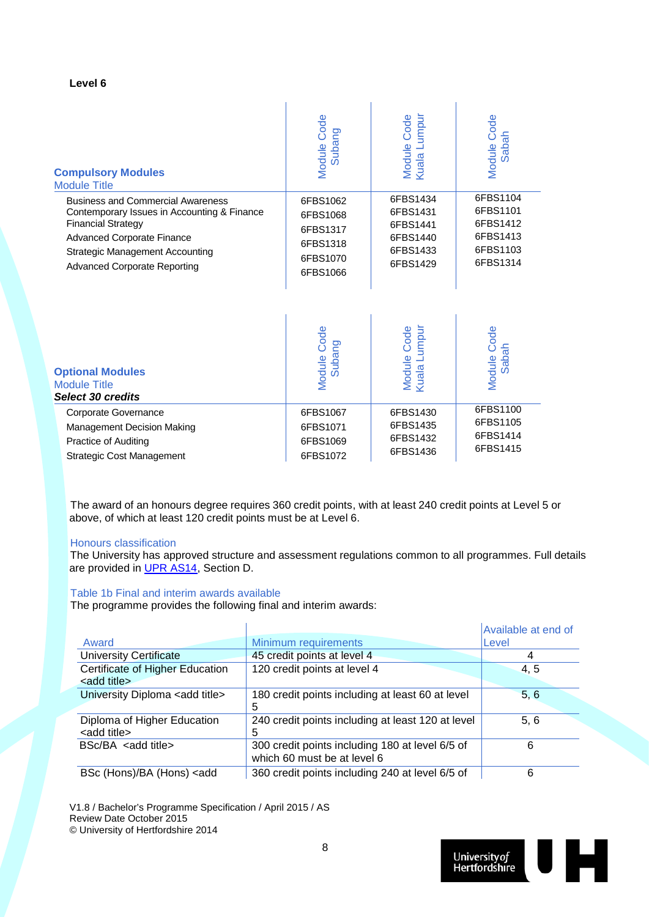**Level 6**

| **Compulsory Modules**<br>Module Title | Module Code Subang | Module Code Kuala Lumpur | Module Code Sabah |
|---|---|---|---|
| Business and Commercial Awareness | 6FBS1062 | 6FBS1434 | 6FBS1104 |
| Contemporary Issues in Accounting & Finance | 6FBS1068 | 6FBS1431 | 6FBS1101 |
| Financial Strategy | 6FBS1317 | 6FBS1441 | 6FBS1412 |
| Advanced Corporate Finance | 6FBS1318 | 6FBS1440 | 6FBS1413 |
| Strategic Management Accounting | 6FBS1070 | 6FBS1433 | 6FBS1103 |
| Advanced Corporate Reporting | 6FBS1066 | 6FBS1429 | 6FBS1314 |

| **Optional Modules**<br>Module Title<br>***Select 30 credits*** | Module Code Subang | Module Code Kuala Lumpur | Module Code Sabah |
|---|---|---|---|
| Corporate Governance | 6FBS1067 | 6FBS1430 | 6FBS1100 |
| Management Decision Making | 6FBS1071 | 6FBS1435 | 6FBS1105 |
| Practice of Auditing | 6FBS1069 | 6FBS1432 | 6FBS1414 |
| Strategic Cost Management | 6FBS1072 | 6FBS1436 | 6FBS1415 |

The award of an honours degree requires 360 credit points, with at least 240 credit points at Level 5 or above, of which at least 120 credit points must be at Level 6.

Honours classification

The University has approved structure and assessment regulations common to all programmes. Full details are provided in UPR AS14, Section D.

Table 1b Final and interim awards available

The programme provides the following final and interim awards:

| Award | Minimum requirements | Available at end of Level |
|---|---|---|
| University Certificate | 45 credit points at level 4 | 4 |
| Certificate of Higher Education <add title> | 120 credit points at level 4 | 4, 5 |
| University Diploma <add title> | 180 credit points including at least 60 at level 5 | 5, 6 |
| Diploma of Higher Education <add title> | 240 credit points including at least 120 at level 5 | 5, 6 |
| BSc/BA <add title> | 300 credit points including 180 at level 6/5 of which 60 must be at level 6 | 6 |
| BSc (Hons)/BA (Hons) <add | 360 credit points including 240 at level 6/5 of | 6 |

V1.8 / Bachelor's Programme Specification / April 2015 / AS
Review Date October 2015
© University of Hertfordshire 2014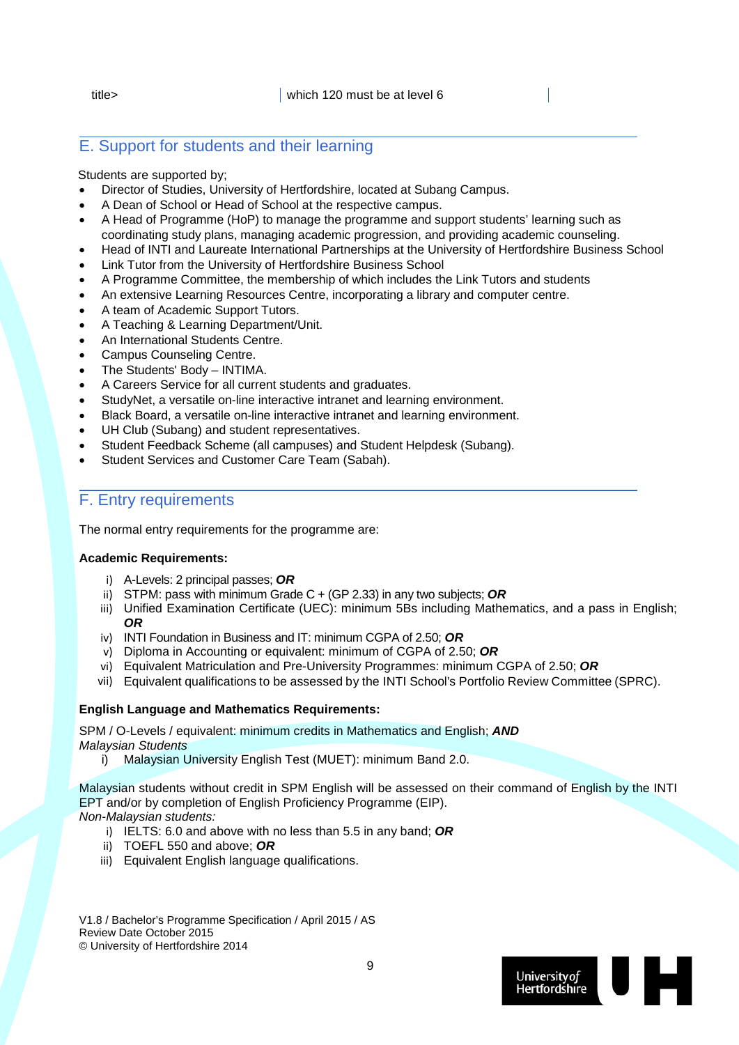| title> | which 120 must be at level 6 | |
|---|---|---|

## E. Support for students and their learning

Students are supported by;

- Director of Studies, University of Hertfordshire, located at Subang Campus.
- A Dean of School or Head of School at the respective campus.
- A Head of Programme (HoP) to manage the programme and support students' learning such as coordinating study plans, managing academic progression, and providing academic counseling.
- Head of INTI and Laureate International Partnerships at the University of Hertfordshire Business School
- Link Tutor from the University of Hertfordshire Business School
- A Programme Committee, the membership of which includes the Link Tutors and students
- An extensive Learning Resources Centre, incorporating a library and computer centre.
- A team of Academic Support Tutors.
- A Teaching & Learning Department/Unit.
- An International Students Centre.
- Campus Counseling Centre.
- The Students' Body – INTIMA.
- A Careers Service for all current students and graduates.
- StudyNet, a versatile on-line interactive intranet and learning environment.
- Black Board, a versatile on-line interactive intranet and learning environment.
- UH Club (Subang) and student representatives.
- Student Feedback Scheme (all campuses) and Student Helpdesk (Subang).
- Student Services and Customer Care Team (Sabah).

## F. Entry requirements

The normal entry requirements for the programme are:

**Academic Requirements:**

i) A-Levels: 2 principal passes; ***OR***
ii) STPM: pass with minimum Grade C + (GP 2.33) in any two subjects; ***OR***
iii) Unified Examination Certificate (UEC): minimum 5Bs including Mathematics, and a pass in English; ***OR***
iv) INTI Foundation in Business and IT: minimum CGPA of 2.50; ***OR***
v) Diploma in Accounting or equivalent: minimum of CGPA of 2.50; ***OR***
vi) Equivalent Matriculation and Pre-University Programmes: minimum CGPA of 2.50; ***OR***
vii) Equivalent qualifications to be assessed by the INTI School's Portfolio Review Committee (SPRC).

**English Language and Mathematics Requirements:**

SPM / O-Levels / equivalent: minimum credits in Mathematics and English; ***AND***
*Malaysian Students*
i) Malaysian University English Test (MUET): minimum Band 2.0.

Malaysian students without credit in SPM English will be assessed on their command of English by the INTI EPT and/or by completion of English Proficiency Programme (EIP).
*Non-Malaysian students:*
i) IELTS: 6.0 and above with no less than 5.5 in any band; ***OR***
ii) TOEFL 550 and above; ***OR***
iii) Equivalent English language qualifications.

V1.8 / Bachelor's Programme Specification / April 2015 / AS
Review Date October 2015
© University of Hertfordshire 2014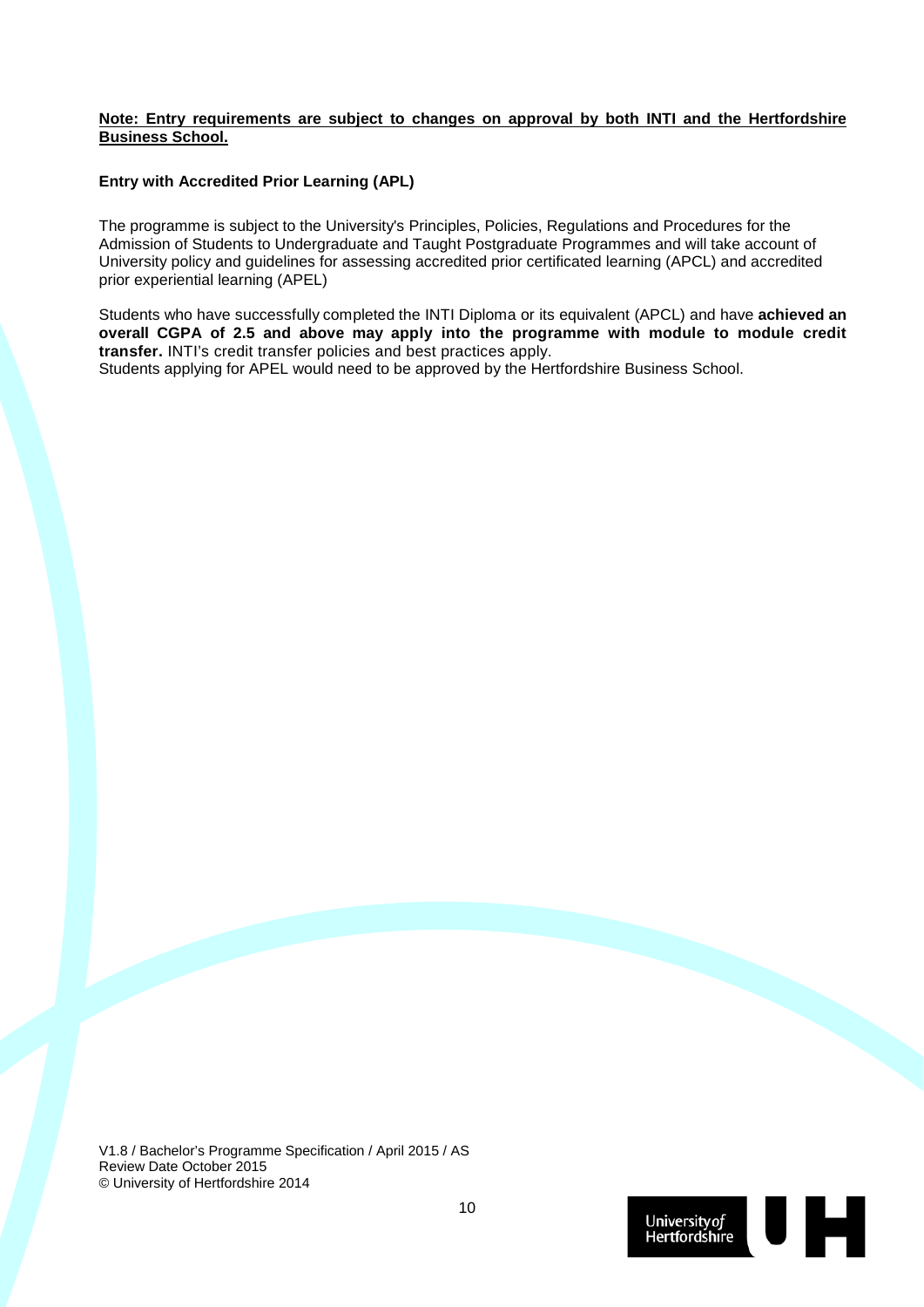**Note: Entry requirements are subject to changes on approval by both INTI and the Hertfordshire Business School.**

**Entry with Accredited Prior Learning (APL)**

The programme is subject to the University's Principles, Policies, Regulations and Procedures for the Admission of Students to Undergraduate and Taught Postgraduate Programmes and will take account of University policy and guidelines for assessing accredited prior certificated learning (APCL) and accredited prior experiential learning (APEL)

Students who have successfully completed the INTI Diploma or its equivalent (APCL) and have **achieved an overall CGPA of 2.5 and above may apply into the programme with module to module credit transfer.** INTI's credit transfer policies and best practices apply.
Students applying for APEL would need to be approved by the Hertfordshire Business School.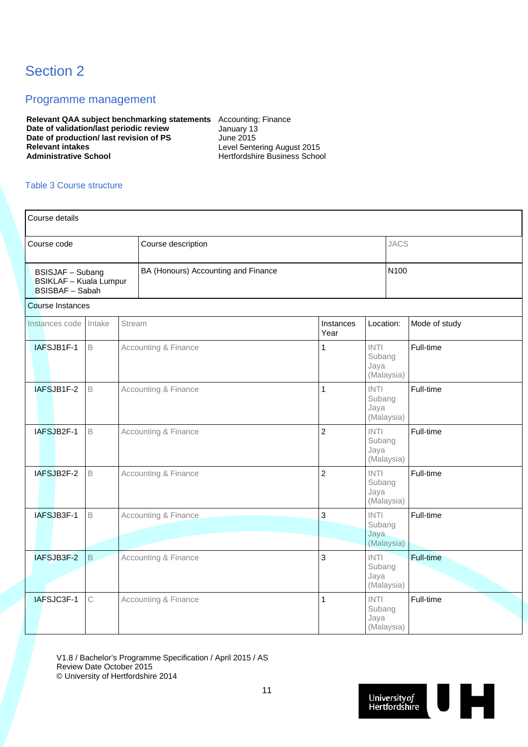# Section 2

## Programme management

| | |
|---|---|
| **Relevant QAA subject benchmarking statements** | Accounting; Finance |
| **Date of validation/last periodic review** | January 13 |
| **Date of production/ last revision of PS** | June 2015 |
| **Relevant intakes** | Level 5entering August 2015 |
| **Administrative School** | Hertfordshire Business School |

Table 3 Course structure

| Course details | | | | | |
|---|---|---|---|---|---|
| **Course code** | **Course description** | | | **JACS** | |
| BSISJAF – Subang<br>BSIKLAF – Kuala Lumpur<br>BSISBAF – Sabah | BA (Honours) Accounting and Finance | | | N100 | |

| Course Instances | | | | | |
|---|---|---|---|---|---|
| **Instances code** | **Intake** | **Stream** | **Instances Year** | **Location:** | **Mode of study** |
| IAFSJB1F-1 | B | Accounting & Finance | 1 | INTI Subang Jaya (Malaysia) | Full-time |
| IAFSJB1F-2 | B | Accounting & Finance | 1 | INTI Subang Jaya (Malaysia) | Full-time |
| IAFSJB2F-1 | B | Accounting & Finance | 2 | INTI Subang Jaya (Malaysia) | Full-time |
| IAFSJB2F-2 | B | Accounting & Finance | 2 | INTI Subang Jaya (Malaysia) | Full-time |
| IAFSJB3F-1 | B | Accounting & Finance | 3 | INTI Subang Jaya (Malaysia) | Full-time |
| IAFSJB3F-2 | B | Accounting & Finance | 3 | INTI Subang Jaya (Malaysia) | Full-time |
| IAFSJC3F-1 | C | Accounting & Finance | 1 | INTI Subang Jaya (Malaysia) | Full-time |

V1.8 / Bachelor's Programme Specification / April 2015 / AS
Review Date October 2015
© University of Hertfordshire 2014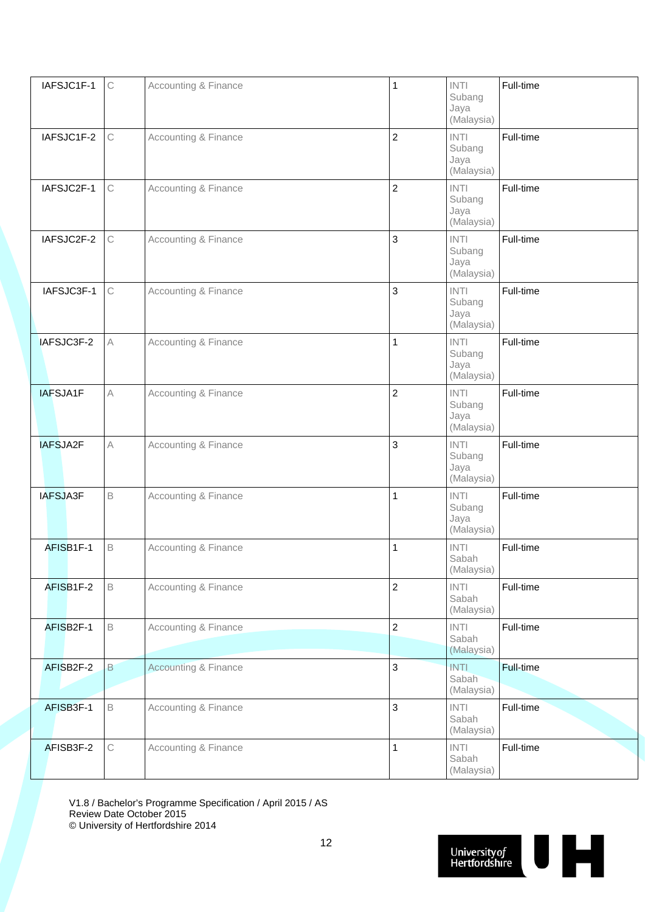| | | | | | |
|---|---|---|---|---|---|
| IAFSJC1F-1 | C | Accounting & Finance | 1 | INTI Subang Jaya (Malaysia) | Full-time |
| IAFSJC1F-2 | C | Accounting & Finance | 2 | INTI Subang Jaya (Malaysia) | Full-time |
| IAFSJC2F-1 | C | Accounting & Finance | 2 | INTI Subang Jaya (Malaysia) | Full-time |
| IAFSJC2F-2 | C | Accounting & Finance | 3 | INTI Subang Jaya (Malaysia) | Full-time |
| IAFSJC3F-1 | C | Accounting & Finance | 3 | INTI Subang Jaya (Malaysia) | Full-time |
| IAFSJC3F-2 | A | Accounting & Finance | 1 | INTI Subang Jaya (Malaysia) | Full-time |
| IAFSJA1F | A | Accounting & Finance | 2 | INTI Subang Jaya (Malaysia) | Full-time |
| IAFSJA2F | A | Accounting & Finance | 3 | INTI Subang Jaya (Malaysia) | Full-time |
| IAFSJA3F | B | Accounting & Finance | 1 | INTI Subang Jaya (Malaysia) | Full-time |
| AFISB1F-1 | B | Accounting & Finance | 1 | INTI Sabah (Malaysia) | Full-time |
| AFISB1F-2 | B | Accounting & Finance | 2 | INTI Sabah (Malaysia) | Full-time |
| AFISB2F-1 | B | Accounting & Finance | 2 | INTI Sabah (Malaysia) | Full-time |
| AFISB2F-2 | B | Accounting & Finance | 3 | INTI Sabah (Malaysia) | Full-time |
| AFISB3F-1 | B | Accounting & Finance | 3 | INTI Sabah (Malaysia) | Full-time |
| AFISB3F-2 | C | Accounting & Finance | 1 | INTI Sabah (Malaysia) | Full-time |

V1.8 / Bachelor's Programme Specification / April 2015 / AS
Review Date October 2015
© University of Hertfordshire 2014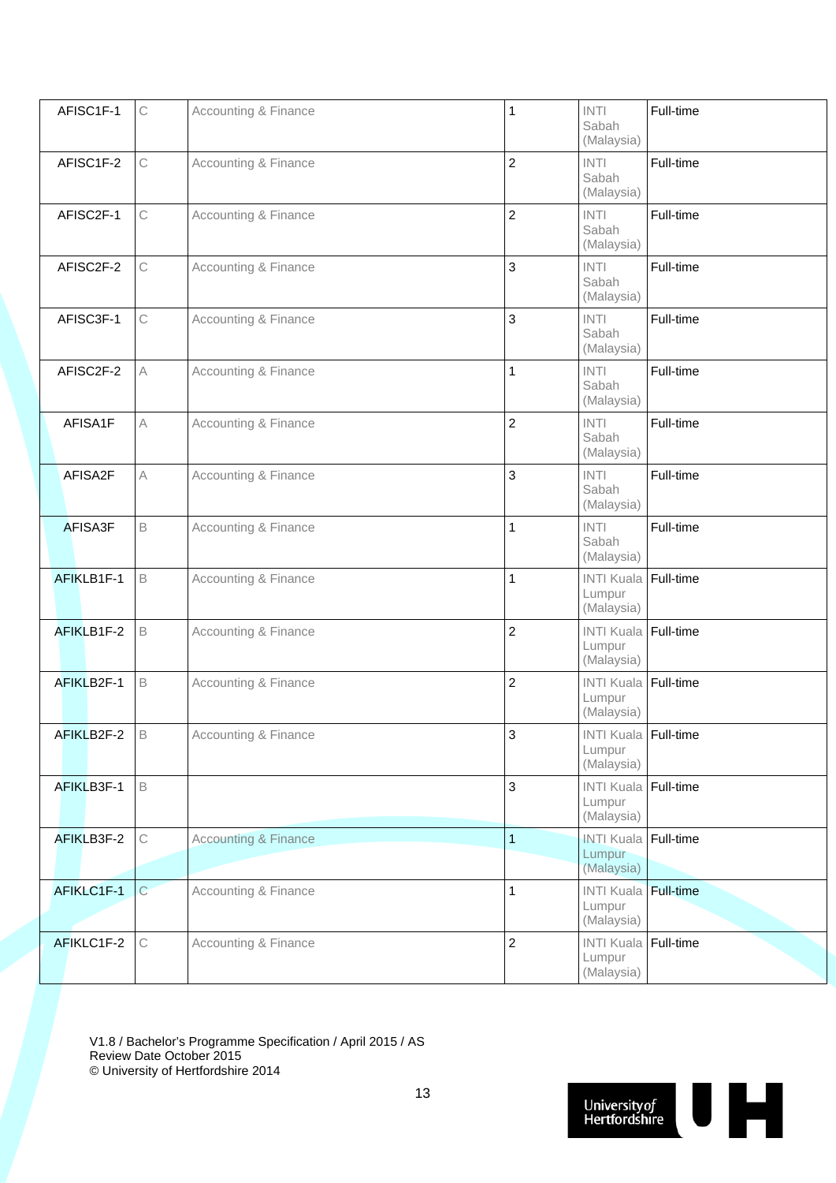| | | | | | |
|---|---|---|---|---|---|
| AFISC1F-1 | C | Accounting & Finance | 1 | INTI Sabah (Malaysia) | Full-time |
| AFISC1F-2 | C | Accounting & Finance | 2 | INTI Sabah (Malaysia) | Full-time |
| AFISC2F-1 | C | Accounting & Finance | 2 | INTI Sabah (Malaysia) | Full-time |
| AFISC2F-2 | C | Accounting & Finance | 3 | INTI Sabah (Malaysia) | Full-time |
| AFISC3F-1 | C | Accounting & Finance | 3 | INTI Sabah (Malaysia) | Full-time |
| AFISC2F-2 | A | Accounting & Finance | 1 | INTI Sabah (Malaysia) | Full-time |
| AFISA1F | A | Accounting & Finance | 2 | INTI Sabah (Malaysia) | Full-time |
| AFISA2F | A | Accounting & Finance | 3 | INTI Sabah (Malaysia) | Full-time |
| AFISA3F | B | Accounting & Finance | 1 | INTI Sabah (Malaysia) | Full-time |
| AFIKLB1F-1 | B | Accounting & Finance | 1 | INTI Kuala Lumpur (Malaysia) | Full-time |
| AFIKLB1F-2 | B | Accounting & Finance | 2 | INTI Kuala Lumpur (Malaysia) | Full-time |
| AFIKLB2F-1 | B | Accounting & Finance | 2 | INTI Kuala Lumpur (Malaysia) | Full-time |
| AFIKLB2F-2 | B | Accounting & Finance | 3 | INTI Kuala Lumpur (Malaysia) | Full-time |
| AFIKLB3F-1 | B | | 3 | INTI Kuala Lumpur (Malaysia) | Full-time |
| AFIKLB3F-2 | C | Accounting & Finance | 1 | INTI Kuala Lumpur (Malaysia) | Full-time |
| AFIKLC1F-1 | C | Accounting & Finance | 1 | INTI Kuala Lumpur (Malaysia) | Full-time |
| AFIKLC1F-2 | C | Accounting & Finance | 2 | INTI Kuala Lumpur (Malaysia) | Full-time |

V1.8 / Bachelor's Programme Specification / April 2015 / AS
Review Date October 2015
© University of Hertfordshire 2014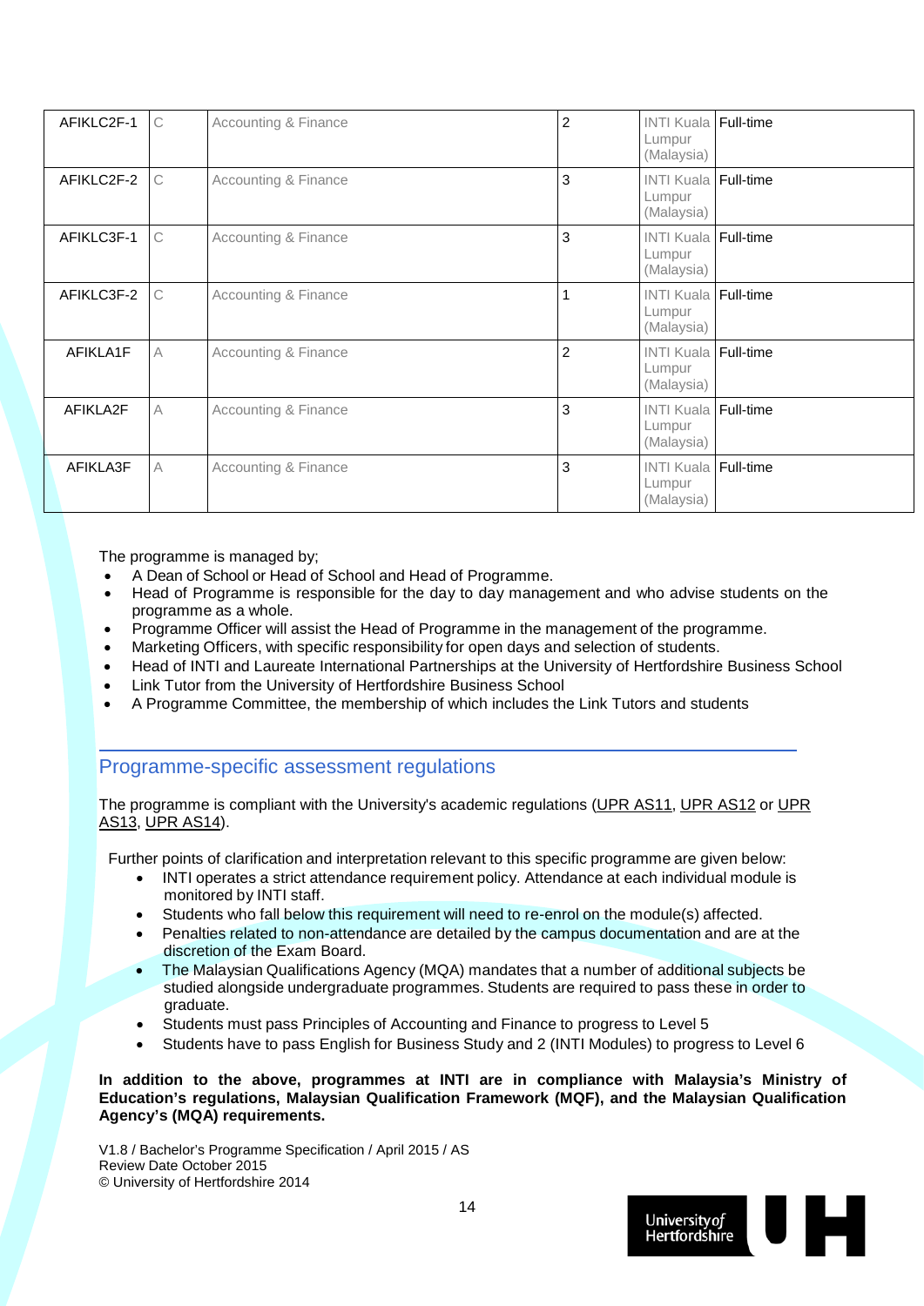| | | | | | |
|---|---|---|---|---|---|
| AFIKLC2F-1 | C | Accounting & Finance | 2 | INTI Kuala Lumpur (Malaysia) | Full-time |
| AFIKLC2F-2 | C | Accounting & Finance | 3 | INTI Kuala Lumpur (Malaysia) | Full-time |
| AFIKLC3F-1 | C | Accounting & Finance | 3 | INTI Kuala Lumpur (Malaysia) | Full-time |
| AFIKLC3F-2 | C | Accounting & Finance | 1 | INTI Kuala Lumpur (Malaysia) | Full-time |
| AFIKLA1F | A | Accounting & Finance | 2 | INTI Kuala Lumpur (Malaysia) | Full-time |
| AFIKLA2F | A | Accounting & Finance | 3 | INTI Kuala Lumpur (Malaysia) | Full-time |
| AFIKLA3F | A | Accounting & Finance | 3 | INTI Kuala Lumpur (Malaysia) | Full-time |

The programme is managed by;

- A Dean of School or Head of School and Head of Programme.
- Head of Programme is responsible for the day to day management and who advise students on the programme as a whole.
- Programme Officer will assist the Head of Programme in the management of the programme.
- Marketing Officers, with specific responsibility for open days and selection of students.
- Head of INTI and Laureate International Partnerships at the University of Hertfordshire Business School
- Link Tutor from the University of Hertfordshire Business School
- A Programme Committee, the membership of which includes the Link Tutors and students

## Programme-specific assessment regulations

The programme is compliant with the University's academic regulations (UPR AS11, UPR AS12 or UPR AS13, UPR AS14).

Further points of clarification and interpretation relevant to this specific programme are given below:

- INTI operates a strict attendance requirement policy. Attendance at each individual module is monitored by INTI staff.
- Students who fall below this requirement will need to re-enrol on the module(s) affected.
- Penalties related to non-attendance are detailed by the campus documentation and are at the discretion of the Exam Board.
- The Malaysian Qualifications Agency (MQA) mandates that a number of additional subjects be studied alongside undergraduate programmes. Students are required to pass these in order to graduate.
- Students must pass Principles of Accounting and Finance to progress to Level 5
- Students have to pass English for Business Study and 2 (INTI Modules) to progress to Level 6

**In addition to the above, programmes at INTI are in compliance with Malaysia's Ministry of Education's regulations, Malaysian Qualification Framework (MQF), and the Malaysian Qualification Agency's (MQA) requirements.**

V1.8 / Bachelor's Programme Specification / April 2015 / AS
Review Date October 2015
© University of Hertfordshire 2014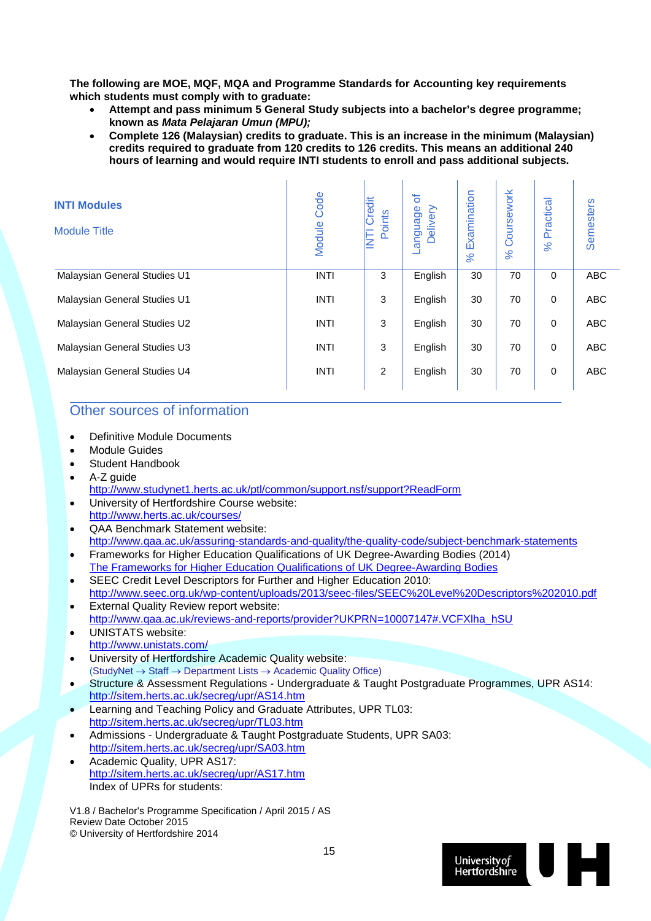**The following are MOE, MQF, MQA and Programme Standards for Accounting key requirements which students must comply with to graduate:**

- **Attempt and pass minimum 5 General Study subjects into a bachelor's degree programme; known as *Mata Pelajaran Umun (MPU);***
- **Complete 126 (Malaysian) credits to graduate. This is an increase in the minimum (Malaysian) credits required to graduate from 120 credits to 126 credits. This means an additional 240 hours of learning and would require INTI students to enroll and pass additional subjects.**

| **INTI Modules**<br>Module Title | Module Code | INTI Credit Points | Language of Delivery | % Examination | % Coursework | % Practical | Semesters |
|---|---|---|---|---|---|---|---|
| Malaysian General Studies U1 | INTI | 3 | English | 30 | 70 | 0 | ABC |
| Malaysian General Studies U1 | INTI | 3 | English | 30 | 70 | 0 | ABC |
| Malaysian General Studies U2 | INTI | 3 | English | 30 | 70 | 0 | ABC |
| Malaysian General Studies U3 | INTI | 3 | English | 30 | 70 | 0 | ABC |
| Malaysian General Studies U4 | INTI | 2 | English | 30 | 70 | 0 | ABC |

## Other sources of information

- Definitive Module Documents
- Module Guides
- Student Handbook
- A-Z guide
  http://www.studynet1.herts.ac.uk/ptl/common/support.nsf/support?ReadForm
- University of Hertfordshire Course website:
  http://www.herts.ac.uk/courses/
- QAA Benchmark Statement website:
  http://www.qaa.ac.uk/assuring-standards-and-quality/the-quality-code/subject-benchmark-statements
- Frameworks for Higher Education Qualifications of UK Degree-Awarding Bodies (2014)
  The Frameworks for Higher Education Qualifications of UK Degree-Awarding Bodies
- SEEC Credit Level Descriptors for Further and Higher Education 2010:
  http://www.seec.org.uk/wp-content/uploads/2013/seec-files/SEEC%20Level%20Descriptors%202010.pdf
- External Quality Review report website:
  http://www.qaa.ac.uk/reviews-and-reports/provider?UKPRN=10007147#.VCFXlha_hSU
- UNISTATS website:
  http://www.unistats.com/
- University of Hertfordshire Academic Quality website:
  (StudyNet → Staff → Department Lists → Academic Quality Office)
- Structure & Assessment Regulations - Undergraduate & Taught Postgraduate Programmes, UPR AS14:
  http://sitem.herts.ac.uk/secreg/upr/AS14.htm
- Learning and Teaching Policy and Graduate Attributes, UPR TL03:
  http://sitem.herts.ac.uk/secreg/upr/TL03.htm
- Admissions - Undergraduate & Taught Postgraduate Students, UPR SA03:
  http://sitem.herts.ac.uk/secreg/upr/SA03.htm
- Academic Quality, UPR AS17:
  http://sitem.herts.ac.uk/secreg/upr/AS17.htm
  Index of UPRs for students:

V1.8 / Bachelor's Programme Specification / April 2015 / AS
Review Date October 2015
© University of Hertfordshire 2014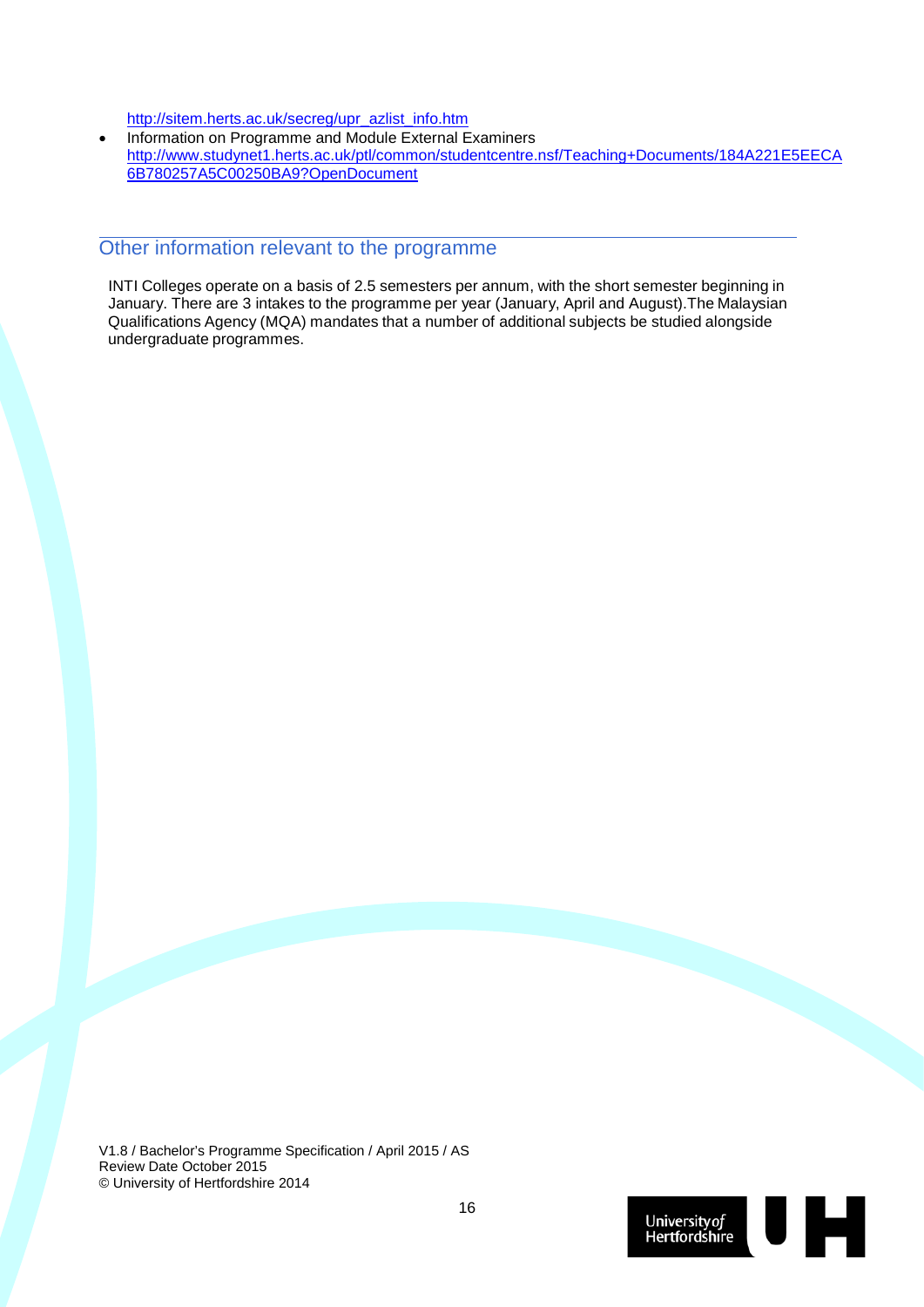http://sitem.herts.ac.uk/secreg/upr_azlist_info.htm

- Information on Programme and Module External Examiners
  http://www.studynet1.herts.ac.uk/ptl/common/studentcentre.nsf/Teaching+Documents/184A221E5EECA6B780257A5C00250BA9?OpenDocument

## Other information relevant to the programme

INTI Colleges operate on a basis of 2.5 semesters per annum, with the short semester beginning in January. There are 3 intakes to the programme per year (January, April and August).The Malaysian Qualifications Agency (MQA) mandates that a number of additional subjects be studied alongside undergraduate programmes.

V1.8 / Bachelor's Programme Specification / April 2015 / AS
Review Date October 2015
© University of Hertfordshire 2014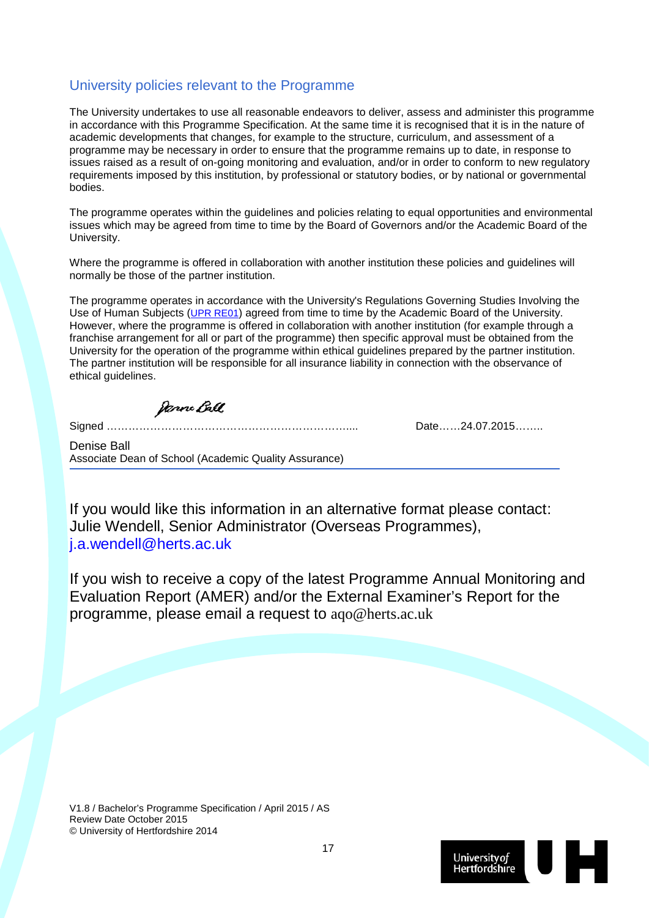## University policies relevant to the Programme

The University undertakes to use all reasonable endeavors to deliver, assess and administer this programme in accordance with this Programme Specification. At the same time it is recognised that it is in the nature of academic developments that changes, for example to the structure, curriculum, and assessment of a programme may be necessary in order to ensure that the programme remains up to date, in response to issues raised as a result of on-going monitoring and evaluation, and/or in order to conform to new regulatory requirements imposed by this institution, by professional or statutory bodies, or by national or governmental bodies.

The programme operates within the guidelines and policies relating to equal opportunities and environmental issues which may be agreed from time to time by the Board of Governors and/or the Academic Board of the University.

Where the programme is offered in collaboration with another institution these policies and guidelines will normally be those of the partner institution.

The programme operates in accordance with the University's Regulations Governing Studies Involving the Use of Human Subjects (UPR RE01) agreed from time to time by the Academic Board of the University. However, where the programme is offered in collaboration with another institution (for example through a franchise arrangement for all or part of the programme) then specific approval must be obtained from the University for the operation of the programme within ethical guidelines prepared by the partner institution. The partner institution will be responsible for all insurance liability in connection with the observance of ethical guidelines.

Signed ……………………………………………………………….... Date……24.07.2015……..

Denise Ball
Associate Dean of School (Academic Quality Assurance)

---

If you would like this information in an alternative format please contact: Julie Wendell, Senior Administrator (Overseas Programmes), j.a.wendell@herts.ac.uk

If you wish to receive a copy of the latest Programme Annual Monitoring and Evaluation Report (AMER) and/or the External Examiner's Report for the programme, please email a request to aqo@herts.ac.uk

V1.8 / Bachelor's Programme Specification / April 2015 / AS
Review Date October 2015
© University of Hertfordshire 2014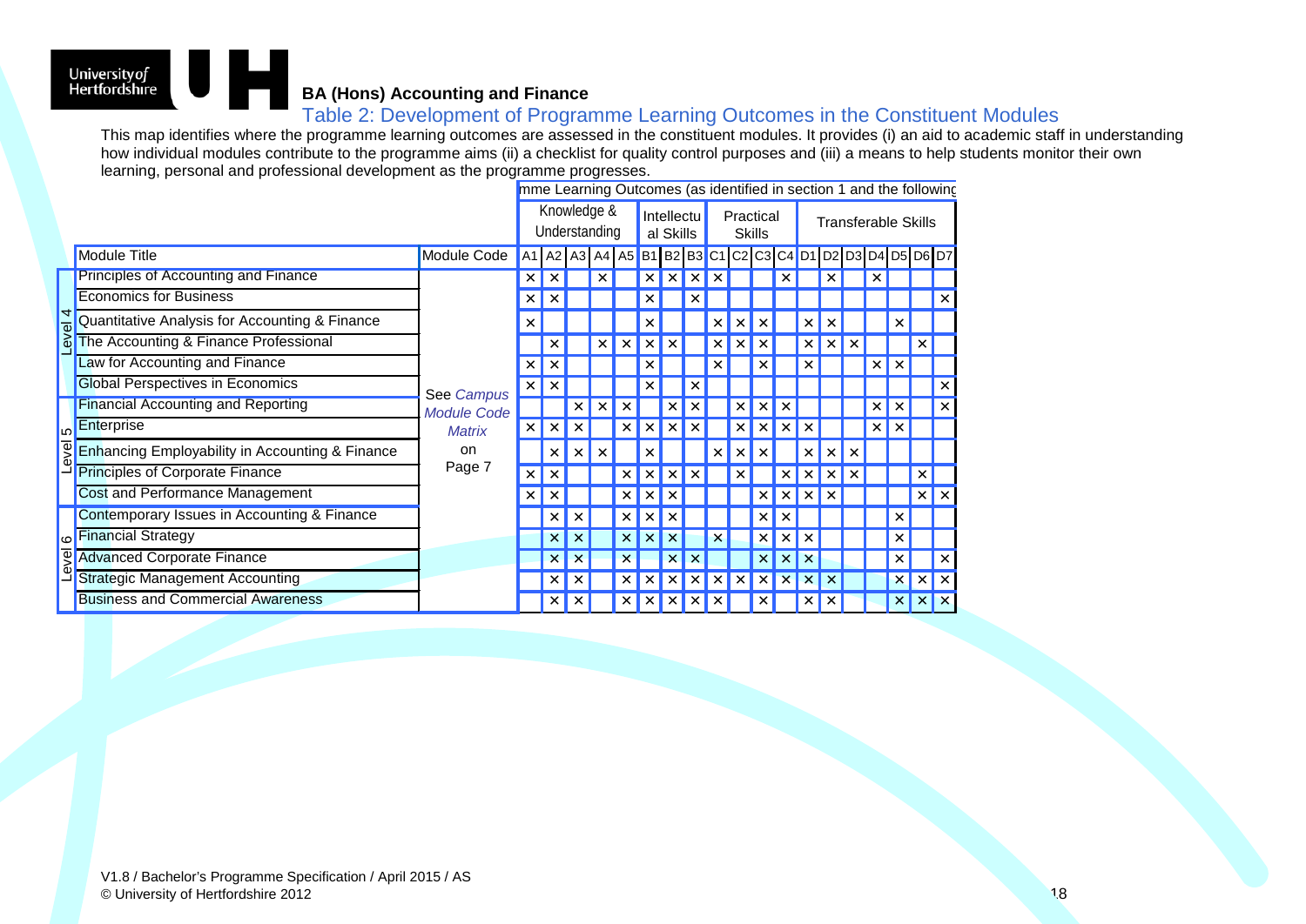**BA (Hons) Accounting and Finance**

## Table 2: Development of Programme Learning Outcomes in the Constituent Modules

This map identifies where the programme learning outcomes are assessed in the constituent modules. It provides (i) an aid to academic staff in understanding how individual modules contribute to the programme aims (ii) a checklist for quality control purposes and (iii) a means to help students monitor their own learning, personal and professional development as the programme progresses.

| | | | mme Learning Outcomes (as identified in section 1 and the following | | | | | | | | | | | | | | | | | | |
|---|---|---|---|---|---|---|---|---|---|---|---|---|---|---|---|---|---|---|---|---|---|
| | | | Knowledge & Understanding | | | | | Intellectual Skills | | | Practical Skills | | | | Transferable Skills | | | | | | |
| | Module Title | Module Code | A1 | A2 | A3 | A4 | A5 | B1 | B2 | B3 | C1 | C2 | C3 | C4 | D1 | D2 | D3 | D4 | D5 | D6 | D7 |
| Level 4 | Principles of Accounting and Finance | See *Campus Module Code Matrix* on Page 7 | × | × | | × | | × | × | × | × | | | × | | × | | × | | | |
| | Economics for Business | | × | × | | | | × | | × | | | | | | | | | | | × |
| | Quantitative Analysis for Accounting & Finance | | × | | | | | × | | | × | × | × | | × | × | | | × | | |
| | The Accounting & Finance Professional | | | × | | × | × | × | × | | × | × | × | | × | × | × | | | × | |
| | Law for Accounting and Finance | | × | × | | | | × | | | × | | × | | × | | | × | × | | |
| | Global Perspectives in Economics | | × | × | | | | × | | × | | | | | | | | | | | × |
| Level 5 | Financial Accounting and Reporting | | | | × | × | × | | × | × | | × | × | × | | | | × | × | | × |
| | Enterprise | | × | × | × | | × | × | × | × | | × | × | × | × | | | × | × | | |
| | Enhancing Employability in Accounting & Finance | | | × | × | × | | × | | | × | × | × | | × | × | × | | | | |
| | Principles of Corporate Finance | | × | × | | | × | × | × | × | | × | | × | × | × | × | | | × | |
| | Cost and Performance Management | | × | × | | | × | × | × | | | | × | × | × | × | | | | × | × |
| Level 6 | Contemporary Issues in Accounting & Finance | | | × | × | | × | × | × | | | | × | × | | | | | × | | |
| | Financial Strategy | | | × | × | | × | × | × | | × | | × | × | × | | | | × | | |
| | Advanced Corporate Finance | | | × | × | | × | | × | × | | | × | × | × | | | | × | | × |
| | Strategic Management Accounting | | | × | × | | × | × | × | × | × | × | × | × | × | × | | | × | × | × |
| | Business and Commercial Awareness | | | × | × | | × | × | × | × | × | | × | | × | × | | | × | × | × |

V1.8 / Bachelor's Programme Specification / April 2015 / AS
© University of Hertfordshire 2012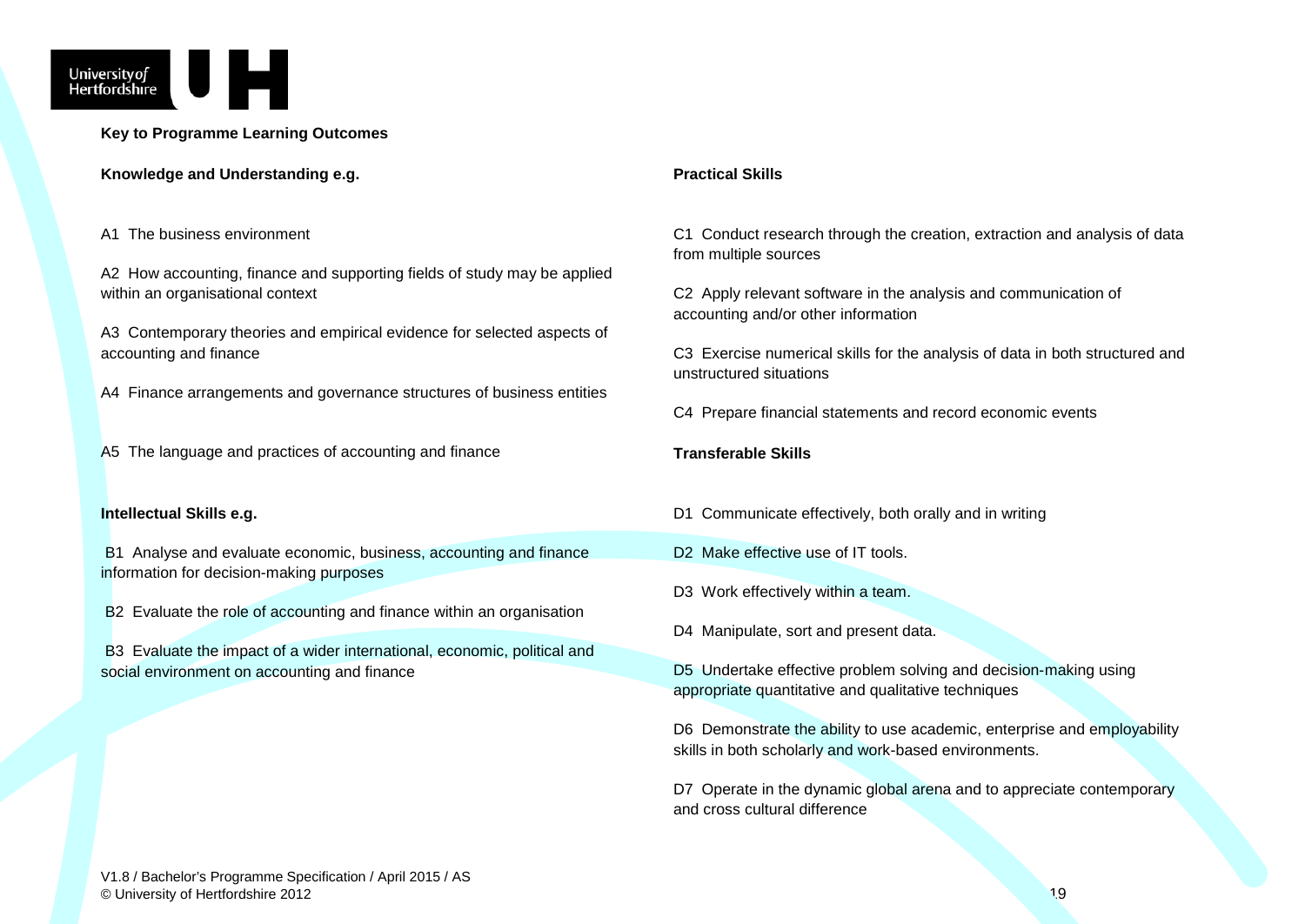## Key to Programme Learning Outcomes

### Knowledge and Understanding e.g.

A1 The business environment

A2 How accounting, finance and supporting fields of study may be applied within an organisational context

A3 Contemporary theories and empirical evidence for selected aspects of accounting and finance

A4 Finance arrangements and governance structures of business entities

A5 The language and practices of accounting and finance

### Intellectual Skills e.g.

B1 Analyse and evaluate economic, business, accounting and finance information for decision-making purposes

B2 Evaluate the role of accounting and finance within an organisation

B3 Evaluate the impact of a wider international, economic, political and social environment on accounting and finance

### Practical Skills

C1 Conduct research through the creation, extraction and analysis of data from multiple sources

C2 Apply relevant software in the analysis and communication of accounting and/or other information

C3 Exercise numerical skills for the analysis of data in both structured and unstructured situations

C4 Prepare financial statements and record economic events

### Transferable Skills

D1 Communicate effectively, both orally and in writing

D2 Make effective use of IT tools.

D3 Work effectively within a team.

D4 Manipulate, sort and present data.

D5 Undertake effective problem solving and decision-making using appropriate quantitative and qualitative techniques

D6 Demonstrate the ability to use academic, enterprise and employability skills in both scholarly and work-based environments.

D7 Operate in the dynamic global arena and to appreciate contemporary and cross cultural difference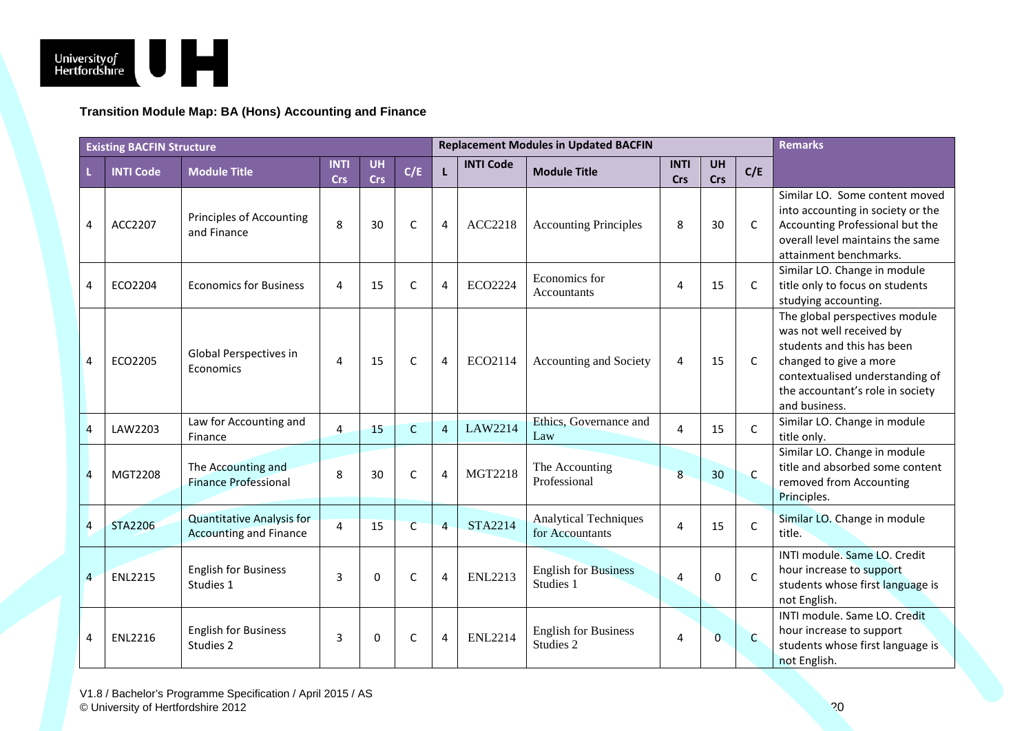**Transition Module Map: BA (Hons) Accounting and Finance**

| Existing BACFIN Structure | | | | | | Replacement Modules in Updated BACFIN | | | | | | Remarks |
|---|---|---|---|---|---|---|---|---|---|---|---|---|
| L | INTI Code | Module Title | INTI Crs | UH Crs | C/E | L | INTI Code | Module Title | INTI Crs | UH Crs | C/E | |
| 4 | ACC2207 | Principles of Accounting and Finance | 8 | 30 | C | 4 | ACC2218 | Accounting Principles | 8 | 30 | C | Similar LO. Some content moved into accounting in society or the Accounting Professional but the overall level maintains the same attainment benchmarks. |
| 4 | ECO2204 | Economics for Business | 4 | 15 | C | 4 | ECO2224 | Economics for Accountants | 4 | 15 | C | Similar LO. Change in module title only to focus on students studying accounting. |
| 4 | ECO2205 | Global Perspectives in Economics | 4 | 15 | C | 4 | ECO2114 | Accounting and Society | 4 | 15 | C | The global perspectives module was not well received by students and this has been changed to give a more contextualised understanding of the accountant's role in society and business. |
| 4 | LAW2203 | Law for Accounting and Finance | 4 | 15 | C | 4 | LAW2214 | Ethics, Governance and Law | 4 | 15 | C | Similar LO. Change in module title only. |
| 4 | MGT2208 | The Accounting and Finance Professional | 8 | 30 | C | 4 | MGT2218 | The Accounting Professional | 8 | 30 | C | Similar LO. Change in module title and absorbed some content removed from Accounting Principles. |
| 4 | STA2206 | Quantitative Analysis for Accounting and Finance | 4 | 15 | C | 4 | STA2214 | Analytical Techniques for Accountants | 4 | 15 | C | Similar LO. Change in module title. |
| 4 | ENL2215 | English for Business Studies 1 | 3 | 0 | C | 4 | ENL2213 | English for Business Studies 1 | 4 | 0 | C | INTI module. Same LO. Credit hour increase to support students whose first language is not English. |
| 4 | ENL2216 | English for Business Studies 2 | 3 | 0 | C | 4 | ENL2214 | English for Business Studies 2 | 4 | 0 | C | INTI module. Same LO. Credit hour increase to support students whose first language is not English. |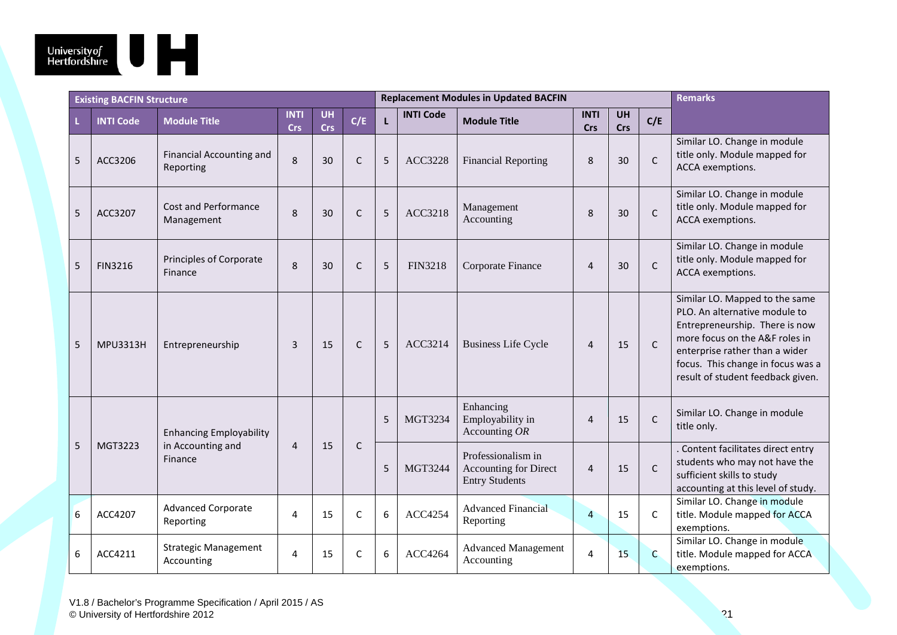| Existing BACFIN Structure | | | | | | Replacement Modules in Updated BACFIN | | | | | | Remarks |
|---|---|---|---|---|---|---|---|---|---|---|---|---|
| L | INTI Code | Module Title | INTI Crs | UH Crs | C/E | L | INTI Code | Module Title | INTI Crs | UH Crs | C/E | |
| 5 | ACC3206 | Financial Accounting and Reporting | 8 | 30 | C | 5 | ACC3228 | Financial Reporting | 8 | 30 | C | Similar LO. Change in module title only. Module mapped for ACCA exemptions. |
| 5 | ACC3207 | Cost and Performance Management | 8 | 30 | C | 5 | ACC3218 | Management Accounting | 8 | 30 | C | Similar LO. Change in module title only. Module mapped for ACCA exemptions. |
| 5 | FIN3216 | Principles of Corporate Finance | 8 | 30 | C | 5 | FIN3218 | Corporate Finance | 4 | 30 | C | Similar LO. Change in module title only. Module mapped for ACCA exemptions. |
| 5 | MPU3313H | Entrepreneurship | 3 | 15 | C | 5 | ACC3214 | Business Life Cycle | 4 | 15 | C | Similar LO. Mapped to the same PLO. An alternative module to Entrepreneurship. There is now more focus on the A&F roles in enterprise rather than a wider focus. This change in focus was a result of student feedback given. |
| 5 | MGT3223 | Enhancing Employability in Accounting and Finance | 4 | 15 | C | 5 | MGT3234 | Enhancing Employability in Accounting *OR* | 4 | 15 | C | Similar LO. Change in module title only. |
| | | | | | | 5 | MGT3244 | Professionalism in Accounting for Direct Entry Students | 4 | 15 | C | . Content facilitates direct entry students who may not have the sufficient skills to study accounting at this level of study. |
| 6 | ACC4207 | Advanced Corporate Reporting | 4 | 15 | C | 6 | ACC4254 | Advanced Financial Reporting | 4 | 15 | C | Similar LO. Change in module title. Module mapped for ACCA exemptions. |
| 6 | ACC4211 | Strategic Management Accounting | 4 | 15 | C | 6 | ACC4264 | Advanced Management Accounting | 4 | 15 | C | Similar LO. Change in module title. Module mapped for ACCA exemptions. |

V1.8 / Bachelor's Programme Specification / April 2015 / AS
© University of Hertfordshire 2012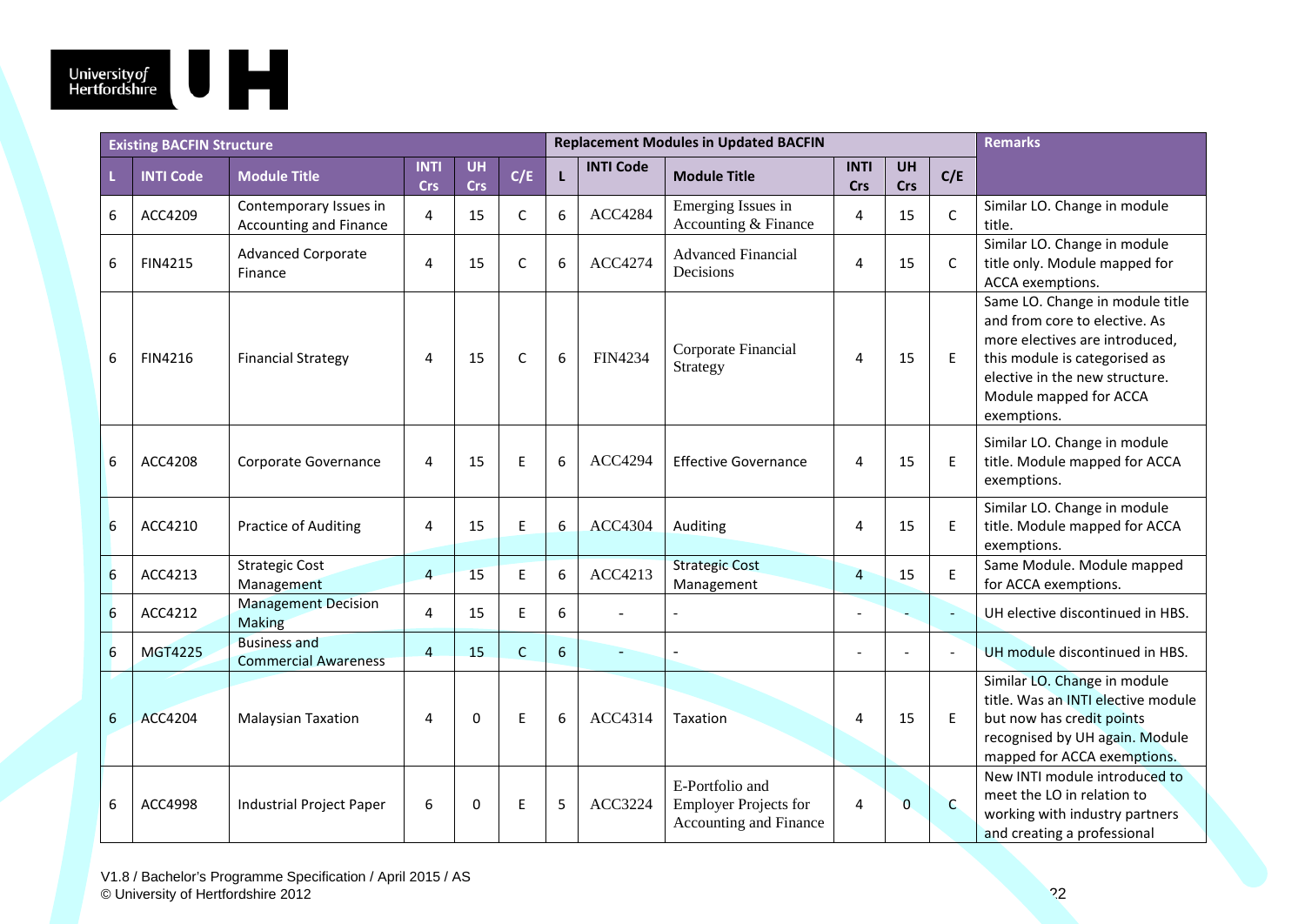| Existing BACFIN Structure | | | | | | Replacement Modules in Updated BACFIN | | | | | | Remarks |
|---|---|---|---|---|---|---|---|---|---|---|---|---|
| L | INTI Code | Module Title | INTI Crs | UH Crs | C/E | L | INTI Code | Module Title | INTI Crs | UH Crs | C/E | |
| 6 | ACC4209 | Contemporary Issues in Accounting and Finance | 4 | 15 | C | 6 | ACC4284 | Emerging Issues in Accounting & Finance | 4 | 15 | C | Similar LO. Change in module title. |
| 6 | FIN4215 | Advanced Corporate Finance | 4 | 15 | C | 6 | ACC4274 | Advanced Financial Decisions | 4 | 15 | C | Similar LO. Change in module title only. Module mapped for ACCA exemptions. |
| 6 | FIN4216 | Financial Strategy | 4 | 15 | C | 6 | FIN4234 | Corporate Financial Strategy | 4 | 15 | E | Same LO. Change in module title and from core to elective. As more electives are introduced, this module is categorised as elective in the new structure. Module mapped for ACCA exemptions. |
| 6 | ACC4208 | Corporate Governance | 4 | 15 | E | 6 | ACC4294 | Effective Governance | 4 | 15 | E | Similar LO. Change in module title. Module mapped for ACCA exemptions. |
| 6 | ACC4210 | Practice of Auditing | 4 | 15 | E | 6 | ACC4304 | Auditing | 4 | 15 | E | Similar LO. Change in module title. Module mapped for ACCA exemptions. |
| 6 | ACC4213 | Strategic Cost Management | 4 | 15 | E | 6 | ACC4213 | Strategic Cost Management | 4 | 15 | E | Same Module. Module mapped for ACCA exemptions. |
| 6 | ACC4212 | Management Decision Making | 4 | 15 | E | 6 | - | - | - | - | - | UH elective discontinued in HBS. |
| 6 | MGT4225 | Business and Commercial Awareness | 4 | 15 | C | 6 | - | - | - | - | - | UH module discontinued in HBS. |
| 6 | ACC4204 | Malaysian Taxation | 4 | 0 | E | 6 | ACC4314 | Taxation | 4 | 15 | E | Similar LO. Change in module title. Was an INTI elective module but now has credit points recognised by UH again. Module mapped for ACCA exemptions. |
| 6 | ACC4998 | Industrial Project Paper | 6 | 0 | E | 5 | ACC3224 | E-Portfolio and Employer Projects for Accounting and Finance | 4 | 0 | C | New INTI module introduced to meet the LO in relation to working with industry partners and creating a professional |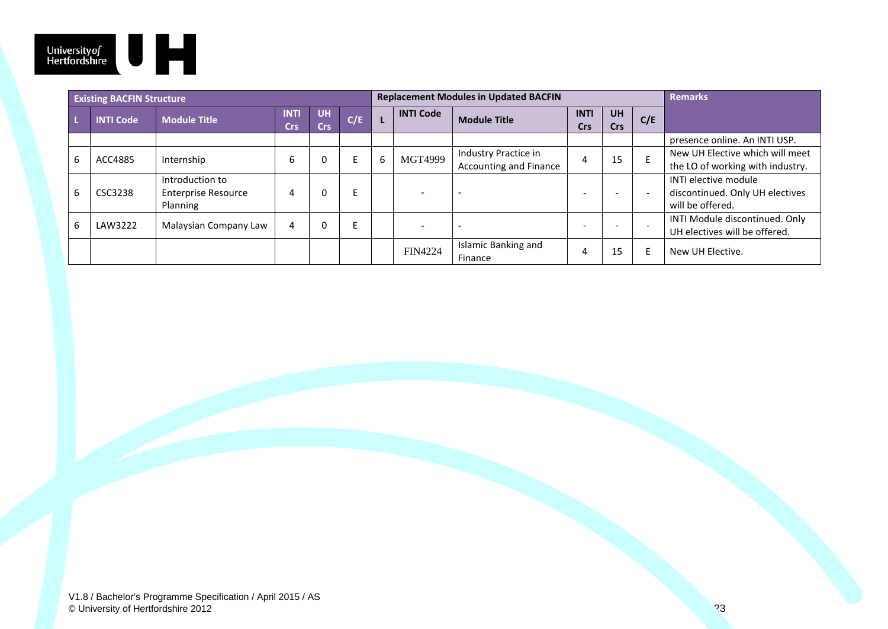| Existing BACFIN Structure | | | | | | Replacement Modules in Updated BACFIN | | | | | | Remarks |
|---|---|---|---|---|---|---|---|---|---|---|---|---|
| L | INTI Code | Module Title | INTI Crs | UH Crs | C/E | L | INTI Code | Module Title | INTI Crs | UH Crs | C/E | |
| | | | | | | | | | | | | presence online. An INTI USP. |
| 6 | ACC4885 | Internship | 6 | 0 | E | 6 | MGT4999 | Industry Practice in Accounting and Finance | 4 | 15 | E | New UH Elective which will meet the LO of working with industry. |
| 6 | CSC3238 | Introduction to Enterprise Resource Planning | 4 | 0 | E | | - | - | - | - | - | INTI elective module discontinued. Only UH electives will be offered. |
| 6 | LAW3222 | Malaysian Company Law | 4 | 0 | E | | - | - | - | - | - | INTI Module discontinued. Only UH electives will be offered. |
| | | | | | | | FIN4224 | Islamic Banking and Finance | 4 | 15 | E | New UH Elective. |